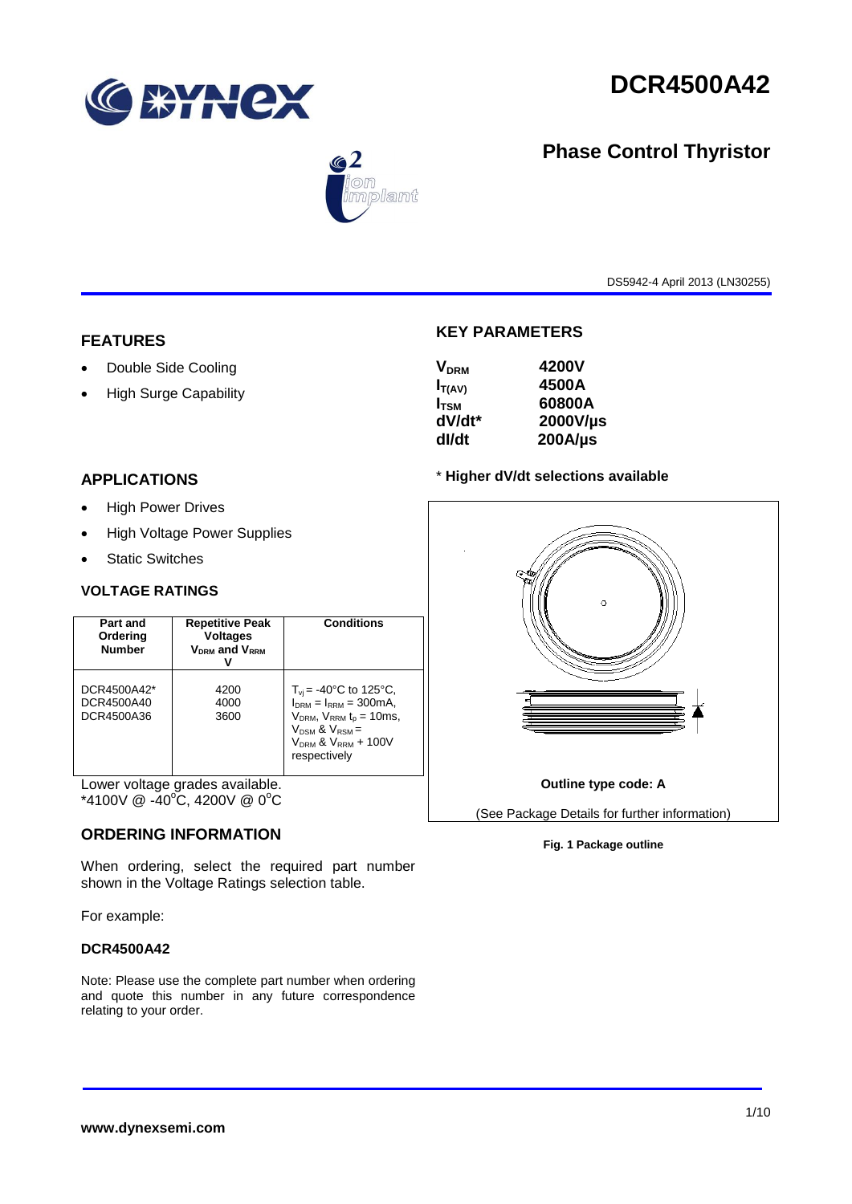# DCR4500A42

## Phase Control Thyristor

DS5942-4 April 2013 (LN30255)

## FEATURES

- Double Side Cooling
- High Surge Capability

## APPLICATIONS

- High Power Drives
- High Voltage Power Supplies
- Static Switches

## KEY PARAMETERS

| | |
|---|---|
| $V_{DRM}$ | **4200V** |
| $I_{T(AV)}$ | **4500A** |
| $I_{TSM}$ | **60800A** |
| dV/dt* | **2000V/µs** |
| dI/dt | **200A/µs** |

\* **Higher dV/dt selections available**

## VOLTAGE RATINGS

| Part and Ordering Number | Repetitive Peak Voltages $V_{DRM}$ and $V_{RRM}$ V | Conditions |
|---|---|---|
| DCR4500A42*<br>DCR4500A40<br>DCR4500A36 | 4200<br>4000<br>3600 | $T_{vj}$ = -40°C to 125°C, $I_{DRM}$ = $I_{RRM}$ = 300mA, $V_{DRM}$, $V_{RRM}$ $t_p$ = 10ms, $V_{DSM}$ & $V_{RSM}$ = $V_{DRM}$ & $V_{RRM}$ + 100V respectively |

Lower voltage grades available.
*4100V @ -40°C, 4200V @ 0°C

Outline type code: A

(See Package Details for further information)

**Fig. 1 Package outline**

## ORDERING INFORMATION

When ordering, select the required part number shown in the Voltage Ratings selection table.

For example:

**DCR4500A42**

Note: Please use the complete part number when ordering and quote this number in any future correspondence relating to your order.

**www.dynexsemi.com**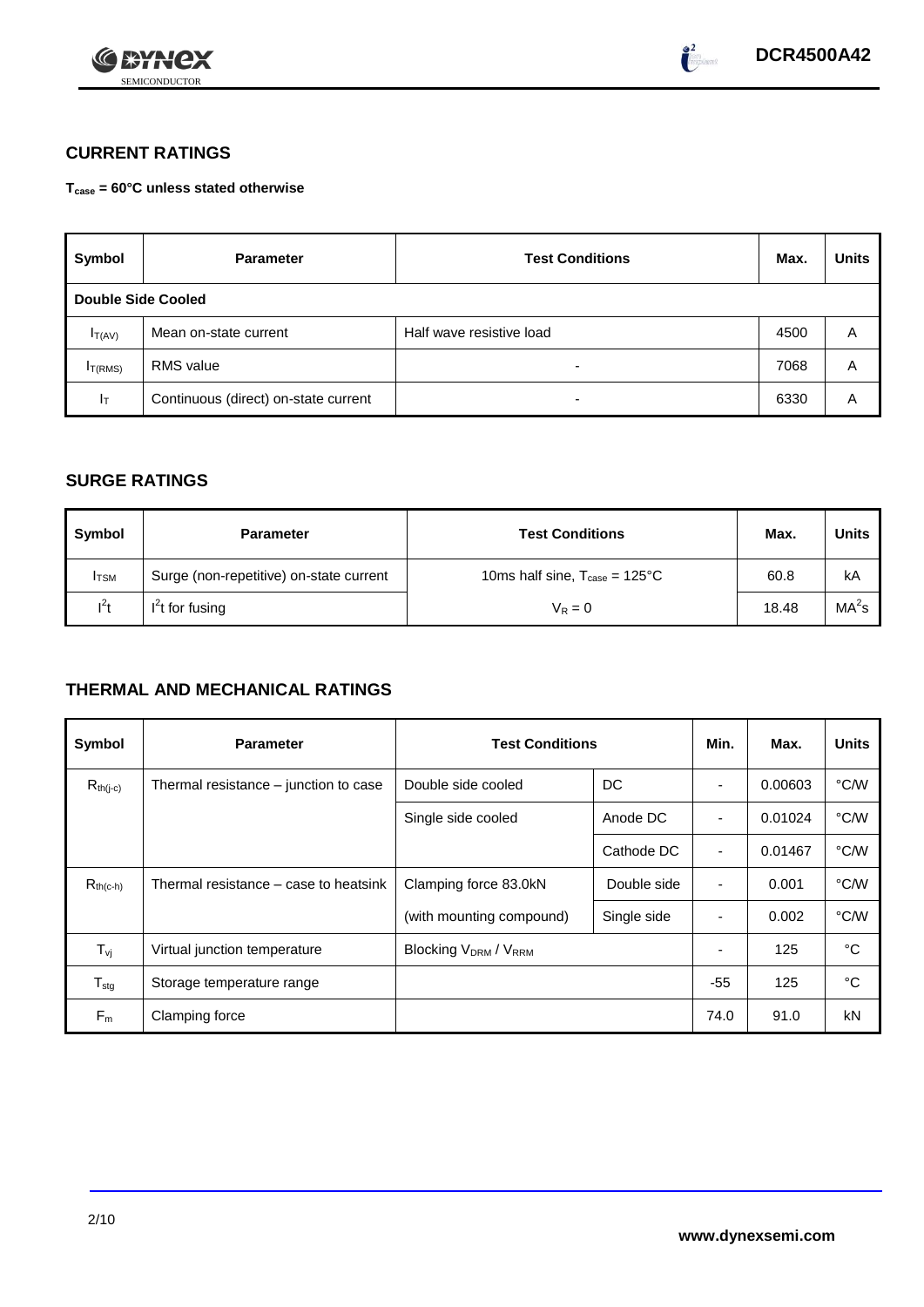## CURRENT RATINGS

**$T_{case}$ = 60°C unless stated otherwise**

| Symbol | Parameter | Test Conditions | Max. | Units |
|---|---|---|---|---|
| **Double Side Cooled** | | | | |
| $I_{T(AV)}$ | Mean on-state current | Half wave resistive load | 4500 | A |
| $I_{T(RMS)}$ | RMS value | - | 7068 | A |
| $I_T$ | Continuous (direct) on-state current | - | 6330 | A |

## SURGE RATINGS

| Symbol | Parameter | Test Conditions | Max. | Units |
|---|---|---|---|---|
| $I_{TSM}$ | Surge (non-repetitive) on-state current | 10ms half sine, $T_{case}$ = 125°C | 60.8 | kA |
| $I^2t$ | $I^2t$ for fusing | $V_R = 0$ | 18.48 | $MA^2s$ |

## THERMAL AND MECHANICAL RATINGS

| Symbol | Parameter | Test Conditions | | Min. | Max. | Units |
|---|---|---|---|---|---|---|
| $R_{th(j-c)}$ | Thermal resistance – junction to case | Double side cooled | DC | - | 0.00603 | °C/W |
| | | Single side cooled | Anode DC | - | 0.01024 | °C/W |
| | | | Cathode DC | - | 0.01467 | °C/W |
| $R_{th(c-h)}$ | Thermal resistance – case to heatsink | Clamping force 83.0kN | Double side | - | 0.001 | °C/W |
| | | (with mounting compound) | Single side | - | 0.002 | °C/W |
| $T_{vj}$ | Virtual junction temperature | Blocking $V_{DRM}$ / $V_{RRM}$ | | - | 125 | °C |
| $T_{stg}$ | Storage temperature range | | | -55 | 125 | °C |
| $F_m$ | Clamping force | | | 74.0 | 91.0 | kN |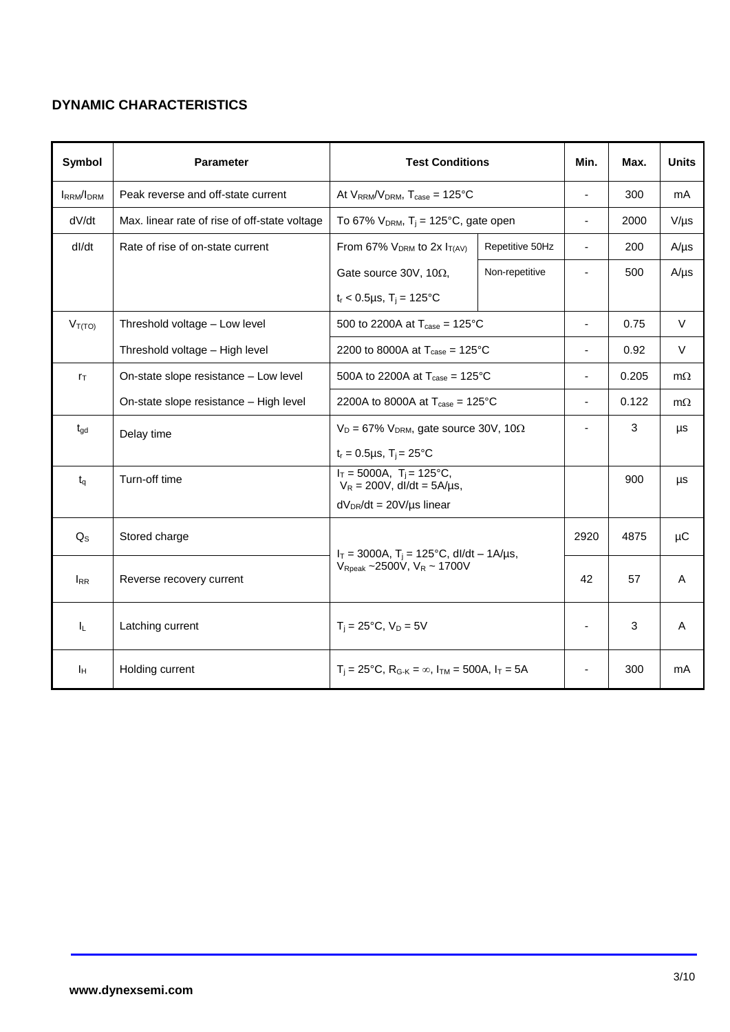## DYNAMIC CHARACTERISTICS

| Symbol | Parameter | Test Conditions | | Min. | Max. | Units |
|---|---|---|---|---|---|---|
| $I_{RRM}/I_{DRM}$ | Peak reverse and off-state current | At $V_{RRM}/V_{DRM}$, $T_{case}$ = 125°C | | - | 300 | mA |
| dV/dt | Max. linear rate of rise of off-state voltage | To 67% $V_{DRM}$, $T_j$ = 125°C, gate open | | - | 2000 | V/µs |
| dI/dt | Rate of rise of on-state current | From 67% $V_{DRM}$ to 2x $I_{T(AV)}$ | Repetitive 50Hz | - | 200 | A/µs |
| | | Gate source 30V, 10Ω, | Non-repetitive | - | 500 | A/µs |
| | | $t_r$ < 0.5µs, $T_j$ = 125°C | | | | |
| $V_{T(TO)}$ | Threshold voltage – Low level | 500 to 2200A at $T_{case}$ = 125°C | | - | 0.75 | V |
| | Threshold voltage – High level | 2200 to 8000A at $T_{case}$ = 125°C | | - | 0.92 | V |
| $r_T$ | On-state slope resistance – Low level | 500A to 2200A at $T_{case}$ = 125°C | | - | 0.205 | mΩ |
| | On-state slope resistance – High level | 2200A to 8000A at $T_{case}$ = 125°C | | - | 0.122 | mΩ |
| $t_{gd}$ | Delay time | $V_D$ = 67% $V_{DRM}$, gate source 30V, 10Ω | | - | 3 | µs |
| | | $t_r$ = 0.5µs, $T_j$ = 25°C | | | | |
| $t_q$ | Turn-off time | $I_T$ = 5000A, $T_j$ = 125°C, $V_R$ = 200V, dI/dt = 5A/µs, | | | 900 | µs |
| | | $dV_{DR}/dt$ = 20V/µs linear | | | | |
| $Q_S$ | Stored charge | $I_T$ = 3000A, $T_j$ = 125°C, dI/dt – 1A/µs, $V_{Rpeak}$ ~2500V, $V_R$ ~ 1700V | | 2920 | 4875 | µC |
| $I_{RR}$ | Reverse recovery current | | | 42 | 57 | A |
| $I_L$ | Latching current | $T_j$ = 25°C, $V_D$ = 5V | | - | 3 | A |
| $I_H$ | Holding current | $T_j$ = 25°C, $R_{G-K}$ = ∞, $I_{TM}$ = 500A, $I_T$ = 5A | | - | 300 | mA |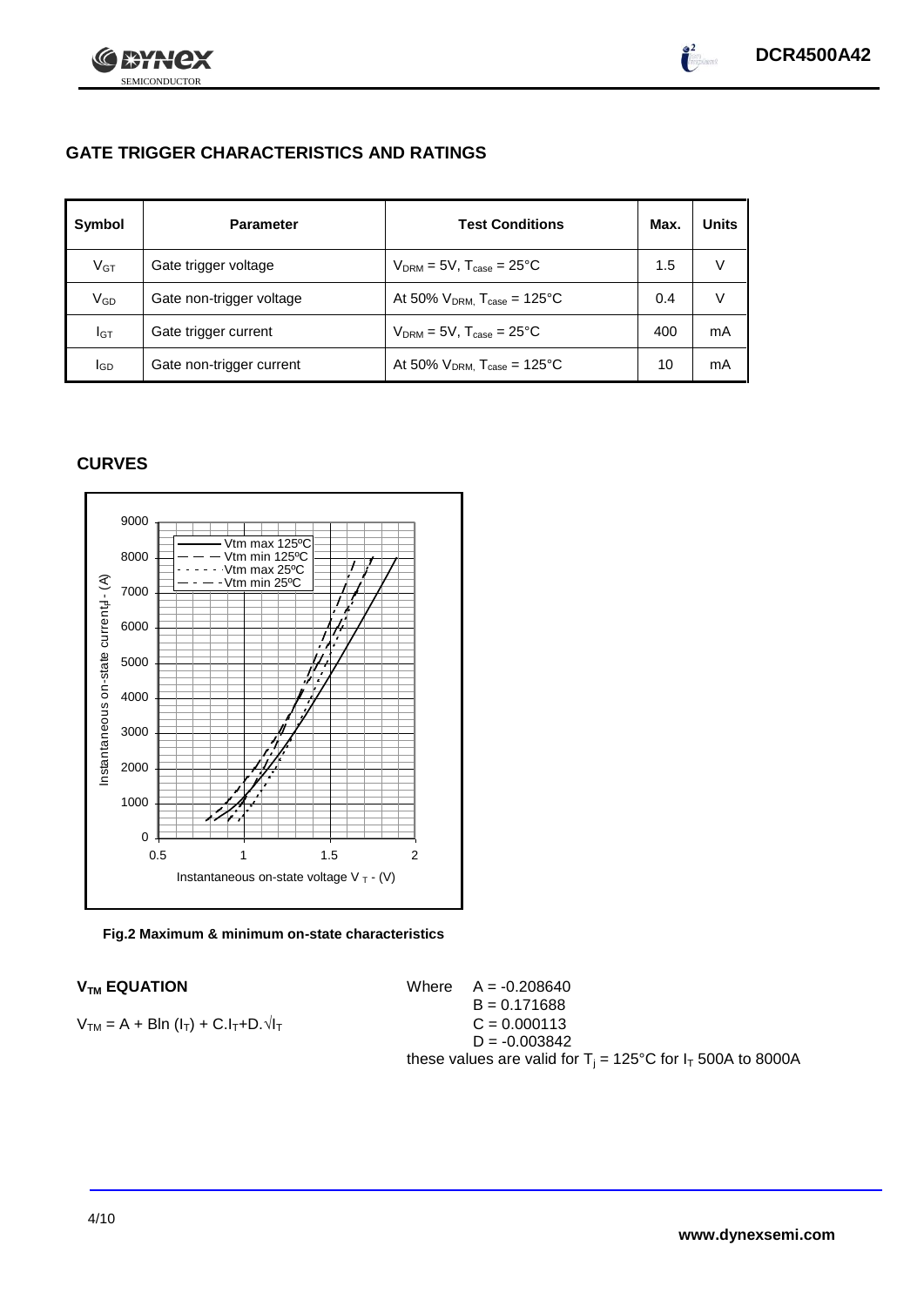## GATE TRIGGER CHARACTERISTICS AND RATINGS

| Symbol | Parameter | Test Conditions | Max. | Units |
|---|---|---|---|---|
| $V_{GT}$ | Gate trigger voltage | $V_{DRM}$ = 5V, $T_{case}$ = 25°C | 1.5 | V |
| $V_{GD}$ | Gate non-trigger voltage | At 50% $V_{DRM}$, $T_{case}$ = 125°C | 0.4 | V |
| $I_{GT}$ | Gate trigger current | $V_{DRM}$ = 5V, $T_{case}$ = 25°C | 400 | mA |
| $I_{GD}$ | Gate non-trigger current | At 50% $V_{DRM}$, $T_{case}$ = 125°C | 10 | mA |

## CURVES

**Fig.2 Maximum & minimum on-state characteristics**

### $V_{TM}$ EQUATION

$$V_{TM} = A + B\ln(I_T) + C.I_T + D.\sqrt{I_T}$$

Where
$A = -0.208640$
$B = 0.171688$
$C = 0.000113$
$D = -0.003842$

these values are valid for $T_j$ = 125°C for $I_T$ 500A to 8000A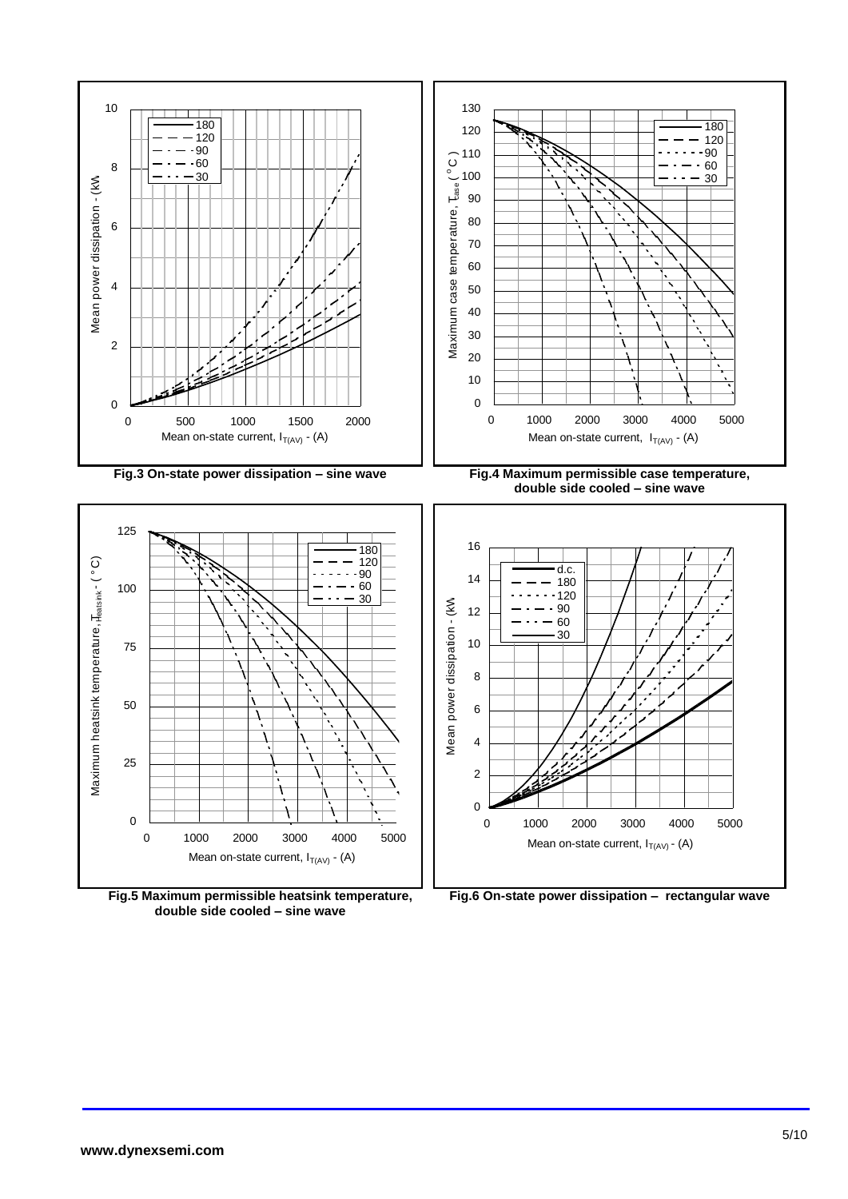Fig.3 On-state power dissipation – sine wave

Fig.4 Maximum permissible case temperature, double side cooled – sine wave

Fig.5 Maximum permissible heatsink temperature, double side cooled – sine wave

Fig.6 On-state power dissipation – rectangular wave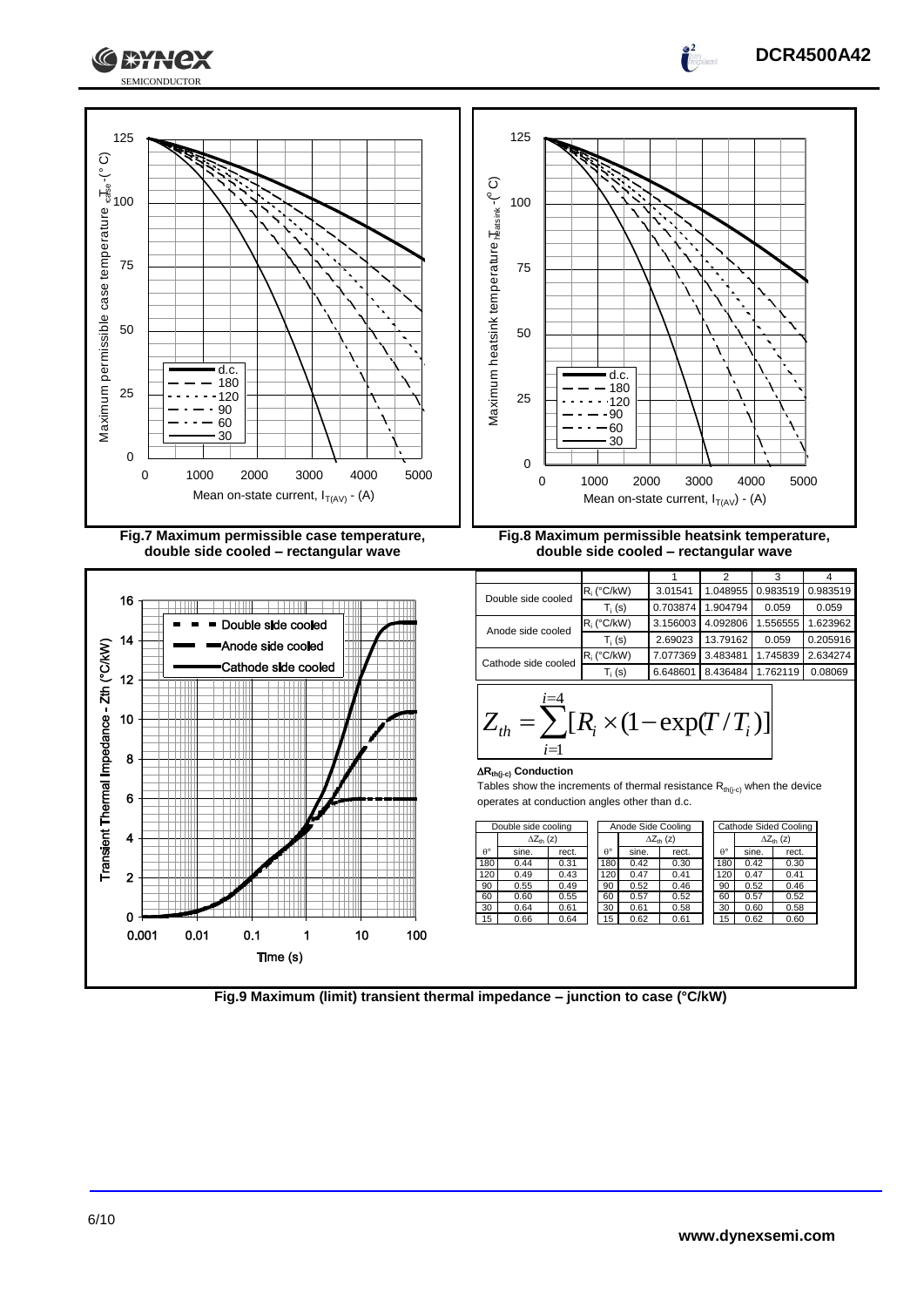Fig.7 Maximum permissible case temperature, double side cooled – rectangular wave

Fig.8 Maximum permissible heatsink temperature, double side cooled – rectangular wave

| | | 1 | 2 | 3 | 4 |
|---|---|---|---|---|---|
| Double side cooled | $R_i$ (°C/kW) | 3.01541 | 1.048955 | 0.983519 | 0.983519 |
| | $T_i$ (s) | 0.703874 | 1.904794 | 0.059 | 0.059 |
| Anode side cooled | $R_i$ (°C/kW) | 3.156003 | 4.092806 | 1.556555 | 1.623962 |
| | $T_i$ (s) | 2.69023 | 13.79162 | 0.059 | 0.205916 |
| Cathode side cooled | $R_i$ (°C/kW) | 7.077369 | 3.483481 | 1.745839 | 2.634274 |
| | $T_i$ (s) | 6.648601 | 8.436484 | 1.762119 | 0.08069 |

$$Z_{th} = \sum_{i=1}^{i=4} [R_i \times (1 - \exp(T/T_i)]$$

**$\Delta R_{th(j\text{-}c)}$ Conduction**

Tables show the increments of thermal resistance $R_{th(j\text{-}c)}$ when the device operates at conduction angles other than d.c.

| Double side cooling | | |
|---|---|---|
| | $\Delta Z_{th}$ (z) | |
| θ° | sine. | rect. |
| 180 | 0.44 | 0.31 |
| 120 | 0.49 | 0.43 |
| 90 | 0.55 | 0.49 |
| 60 | 0.60 | 0.55 |
| 30 | 0.64 | 0.61 |
| 15 | 0.66 | 0.64 |

| Anode Side Cooling | | |
|---|---|---|
| | $\Delta Z_{th}$ (z) | |
| θ° | sine. | rect. |
| 180 | 0.42 | 0.30 |
| 120 | 0.47 | 0.41 |
| 90 | 0.52 | 0.46 |
| 60 | 0.57 | 0.52 |
| 30 | 0.61 | 0.58 |
| 15 | 0.62 | 0.61 |

| Cathode Sided Cooling | | |
|---|---|---|
| | $\Delta Z_{th}$ (z) | |
| θ° | sine. | rect. |
| 180 | 0.42 | 0.30 |
| 120 | 0.47 | 0.41 |
| 90 | 0.52 | 0.46 |
| 60 | 0.57 | 0.52 |
| 30 | 0.60 | 0.58 |
| 15 | 0.62 | 0.60 |

Fig.9 Maximum (limit) transient thermal impedance – junction to case (°C/kW)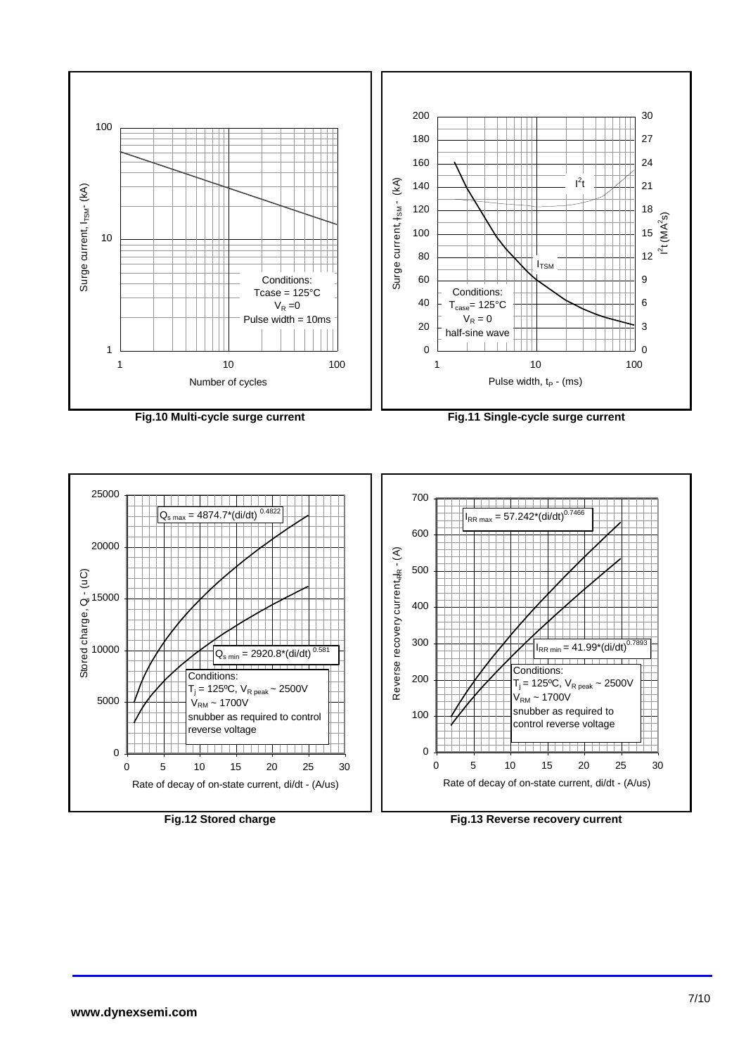Conditions:
Tcase = 125°C
$V_R$ = 0
Pulse width = 10ms

**Fig.10 Multi-cycle surge current**

Conditions:
$T_{case}$ = 125°C
$V_R$ = 0
half-sine wave

**Fig.11 Single-cycle surge current**

$Q_{s\,max} = 4874.7*(di/dt)^{0.4822}$

$Q_{s\,min} = 2920.8*(di/dt)^{0.581}$

Conditions:
$T_j$ = 125ºC, $V_{R\,peak}$ ~ 2500V
$V_{RM}$ ~ 1700V
snubber as required to control reverse voltage

**Fig.12 Stored charge**

$I_{RR\,max} = 57.242*(di/dt)^{0.7466}$

$I_{RR\,min} = 41.99*(di/dt)^{0.7893}$

Conditions:
$T_j$ = 125ºC, $V_{R\,peak}$ ~ 2500V
$V_{RM}$ ~ 1700V
snubber as required to control reverse voltage

**Fig.13 Reverse recovery current**

www.dynexsemi.com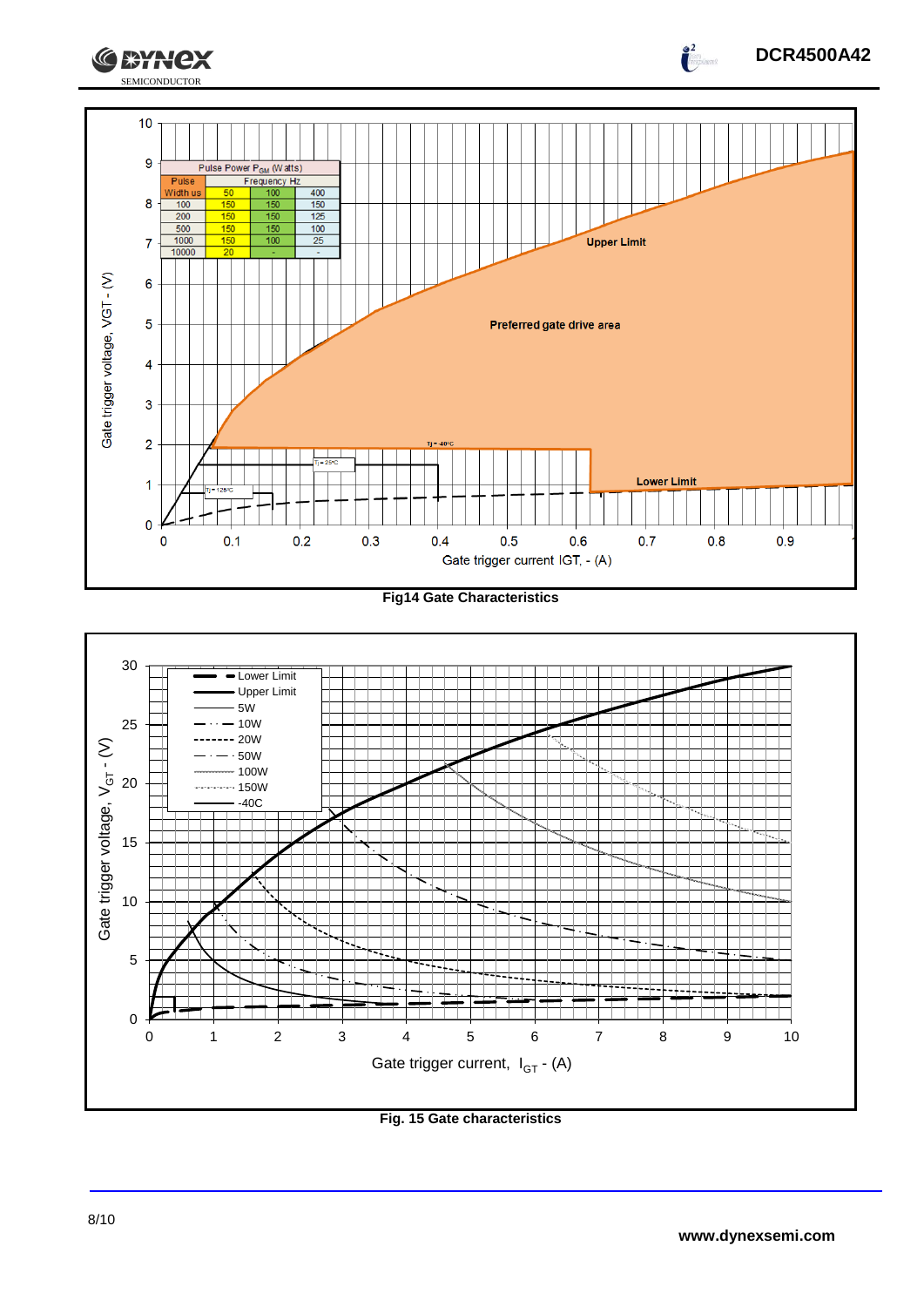| Pulse Power $P_{GM}$ (Watts) | | | |
|---|---|---|---|
| Pulse Width us | Frequency Hz | | |
| | 50 | 100 | 400 |
| 100 | 150 | 150 | 150 |
| 200 | 150 | 150 | 125 |
| 500 | 150 | 150 | 100 |
| 1000 | 150 | 100 | 25 |
| 10000 | 20 | - | - |

**Fig14 Gate Characteristics**

**Fig. 15 Gate characteristics**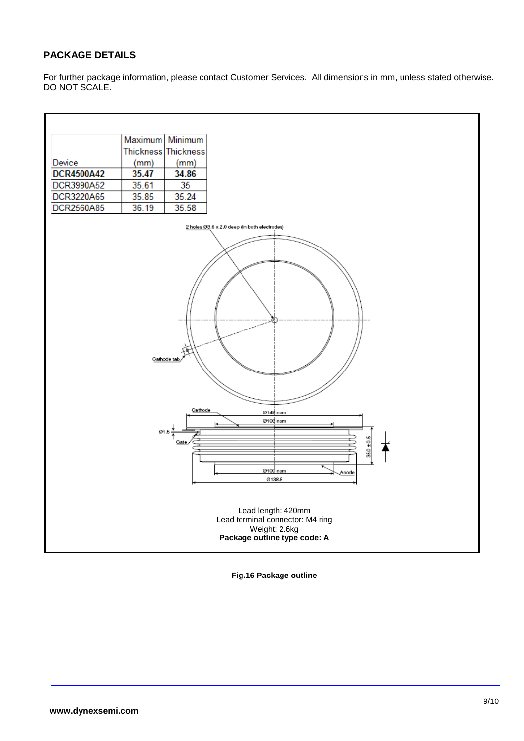## PACKAGE DETAILS

For further package information, please contact Customer Services. All dimensions in mm, unless stated otherwise. DO NOT SCALE.

| Device | Maximum Thickness (mm) | Minimum Thickness (mm) |
|---|---|---|
| **DCR4500A42** | **35.47** | **34.86** |
| DCR3990A52 | 35.61 | 35 |
| DCR3220A65 | 35.85 | 35.24 |
| DCR2560A85 | 36.19 | 35.58 |

2 holes Ø3.6 x 2.0 deep (In both electrodes)

Cathode tab

Cathode

Ø148 nom

Ø100 nom

Ø1.5

Gate

35.0 ± 0.5

Ø100 nom

Anode

Ø138.5

Lead length: 420mm
Lead terminal connector: M4 ring
Weight: 2.6kg
**Package outline type code: A**

**Fig.16 Package outline**

**www.dynexsemi.com**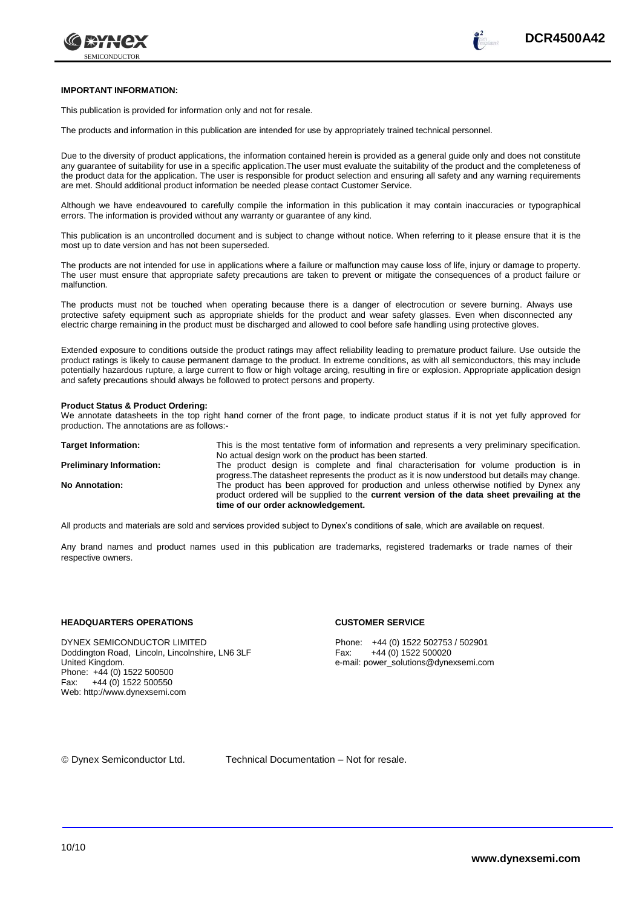**IMPORTANT INFORMATION:**

This publication is provided for information only and not for resale.

The products and information in this publication are intended for use by appropriately trained technical personnel.

Due to the diversity of product applications, the information contained herein is provided as a general guide only and does not constitute any guarantee of suitability for use in a specific application.The user must evaluate the suitability of the product and the completeness of the product data for the application. The user is responsible for product selection and ensuring all safety and any warning requirements are met. Should additional product information be needed please contact Customer Service.

Although we have endeavoured to carefully compile the information in this publication it may contain inaccuracies or typographical errors. The information is provided without any warranty or guarantee of any kind.

This publication is an uncontrolled document and is subject to change without notice. When referring to it please ensure that it is the most up to date version and has not been superseded.

The products are not intended for use in applications where a failure or malfunction may cause loss of life, injury or damage to property. The user must ensure that appropriate safety precautions are taken to prevent or mitigate the consequences of a product failure or malfunction.

The products must not be touched when operating because there is a danger of electrocution or severe burning. Always use protective safety equipment such as appropriate shields for the product and wear safety glasses. Even when disconnected any electric charge remaining in the product must be discharged and allowed to cool before safe handling using protective gloves.

Extended exposure to conditions outside the product ratings may affect reliability leading to premature product failure. Use outside the product ratings is likely to cause permanent damage to the product. In extreme conditions, as with all semiconductors, this may include potentially hazardous rupture, a large current to flow or high voltage arcing, resulting in fire or explosion. Appropriate application design and safety precautions should always be followed to protect persons and property.

**Product Status & Product Ordering:**
We annotate datasheets in the top right hand corner of the front page, to indicate product status if it is not yet fully approved for production. The annotations are as follows:-

| | |
|---|---|
| **Target Information:** | This is the most tentative form of information and represents a very preliminary specification. No actual design work on the product has been started. |
| **Preliminary Information:** | The product design is complete and final characterisation for volume production is in progress.The datasheet represents the product as it is now understood but details may change. |
| **No Annotation:** | The product has been approved for production and unless otherwise notified by Dynex any product ordered will be supplied to the **current version of the data sheet prevailing at the time of our order acknowledgement.** |

All products and materials are sold and services provided subject to Dynex's conditions of sale, which are available on request.

Any brand names and product names used in this publication are trademarks, registered trademarks or trade names of their respective owners.

**HEADQUARTERS OPERATIONS**

DYNEX SEMICONDUCTOR LIMITED
Doddington Road, Lincoln, Lincolnshire, LN6 3LF
United Kingdom.
Phone: +44 (0) 1522 500500
Fax: +44 (0) 1522 500550
Web: http://www.dynexsemi.com

**CUSTOMER SERVICE**

Phone: +44 (0) 1522 502753 / 502901
Fax: +44 (0) 1522 500020
e-mail: power_solutions@dynexsemi.com

© Dynex Semiconductor Ltd. Technical Documentation – Not for resale.